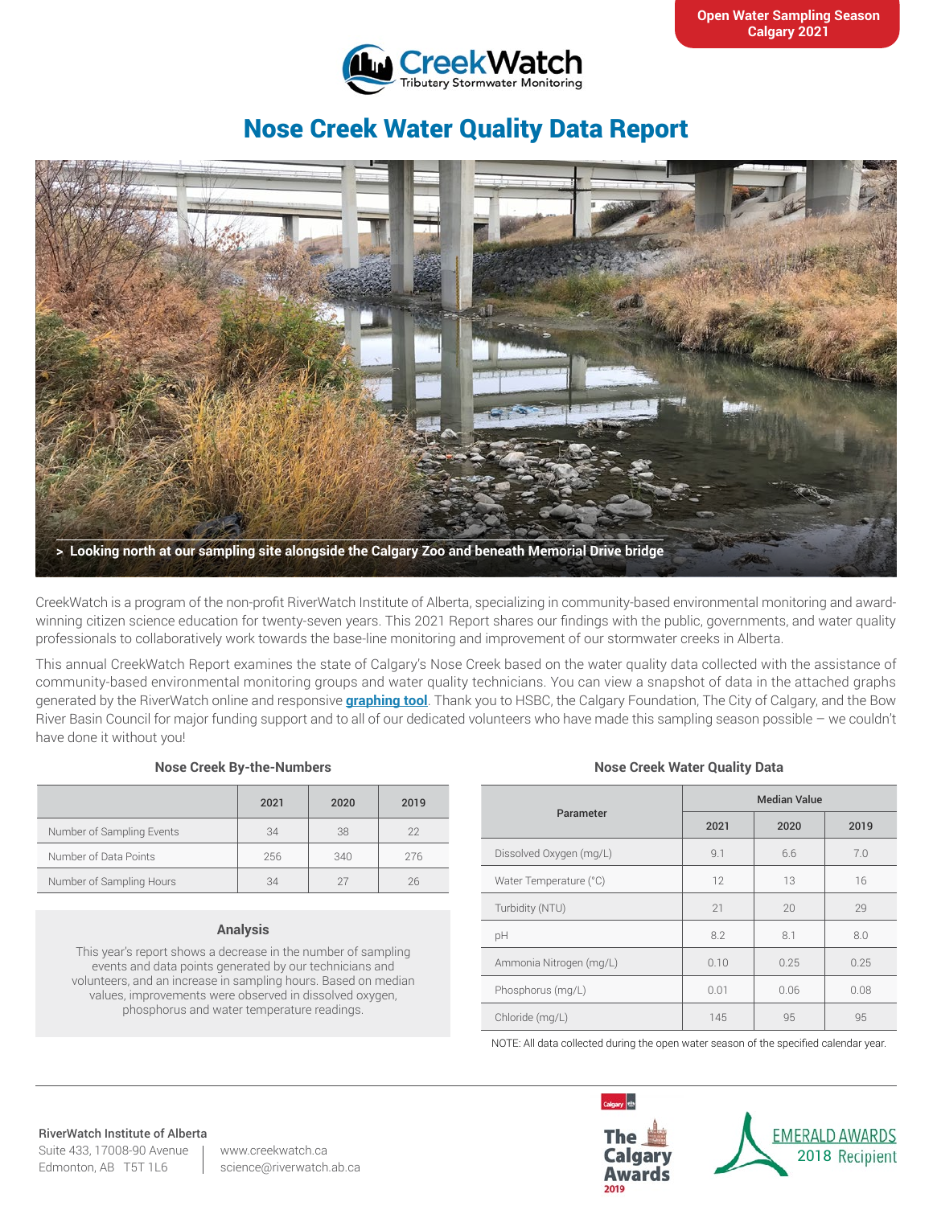Open Water Sampling Season
Calgary 2021

CreekWatch
Tributary Stormwater Monitoring

# Nose Creek Water Quality Data Report

> Looking north at our sampling site alongside the Calgary Zoo and beneath Memorial Drive bridge

CreekWatch is a program of the non-profit RiverWatch Institute of Alberta, specializing in community-based environmental monitoring and award-winning citizen science education for twenty-seven years. This 2021 Report shares our findings with the public, governments, and water quality professionals to collaboratively work towards the base-line monitoring and improvement of our stormwater creeks in Alberta.

This annual CreekWatch Report examines the state of Calgary's Nose Creek based on the water quality data collected with the assistance of community-based environmental monitoring groups and water quality technicians. You can view a snapshot of data in the attached graphs generated by the RiverWatch online and responsive **graphing tool**. Thank you to HSBC, the Calgary Foundation, The City of Calgary, and the Bow River Basin Council for major funding support and to all of our dedicated volunteers who have made this sampling season possible – we couldn't have done it without you!

### Nose Creek By-the-Numbers

| | 2021 | 2020 | 2019 |
|---|---|---|---|
| Number of Sampling Events | 34 | 38 | 22 |
| Number of Data Points | 256 | 340 | 276 |
| Number of Sampling Hours | 34 | 27 | 26 |

### Analysis

This year's report shows a decrease in the number of sampling events and data points generated by our technicians and volunteers, and an increase in sampling hours. Based on median values, improvements were observed in dissolved oxygen, phosphorus and water temperature readings.

### Nose Creek Water Quality Data

| Parameter | Median Value | | |
|---|---|---|---|
| | 2021 | 2020 | 2019 |
| Dissolved Oxygen (mg/L) | 9.1 | 6.6 | 7.0 |
| Water Temperature (°C) | 12 | 13 | 16 |
| Turbidity (NTU) | 21 | 20 | 29 |
| pH | 8.2 | 8.1 | 8.0 |
| Ammonia Nitrogen (mg/L) | 0.10 | 0.25 | 0.25 |
| Phosphorus (mg/L) | 0.01 | 0.06 | 0.08 |
| Chloride (mg/L) | 145 | 95 | 95 |

NOTE: All data collected during the open water season of the specified calendar year.

**RiverWatch Institute of Alberta**
Suite 433, 17008-90 Avenue
Edmonton, AB T5T 1L6

www.creekwatch.ca
science@riverwatch.ab.ca

The Calgary Awards 2019

EMERALD AWARDS 2018 Recipient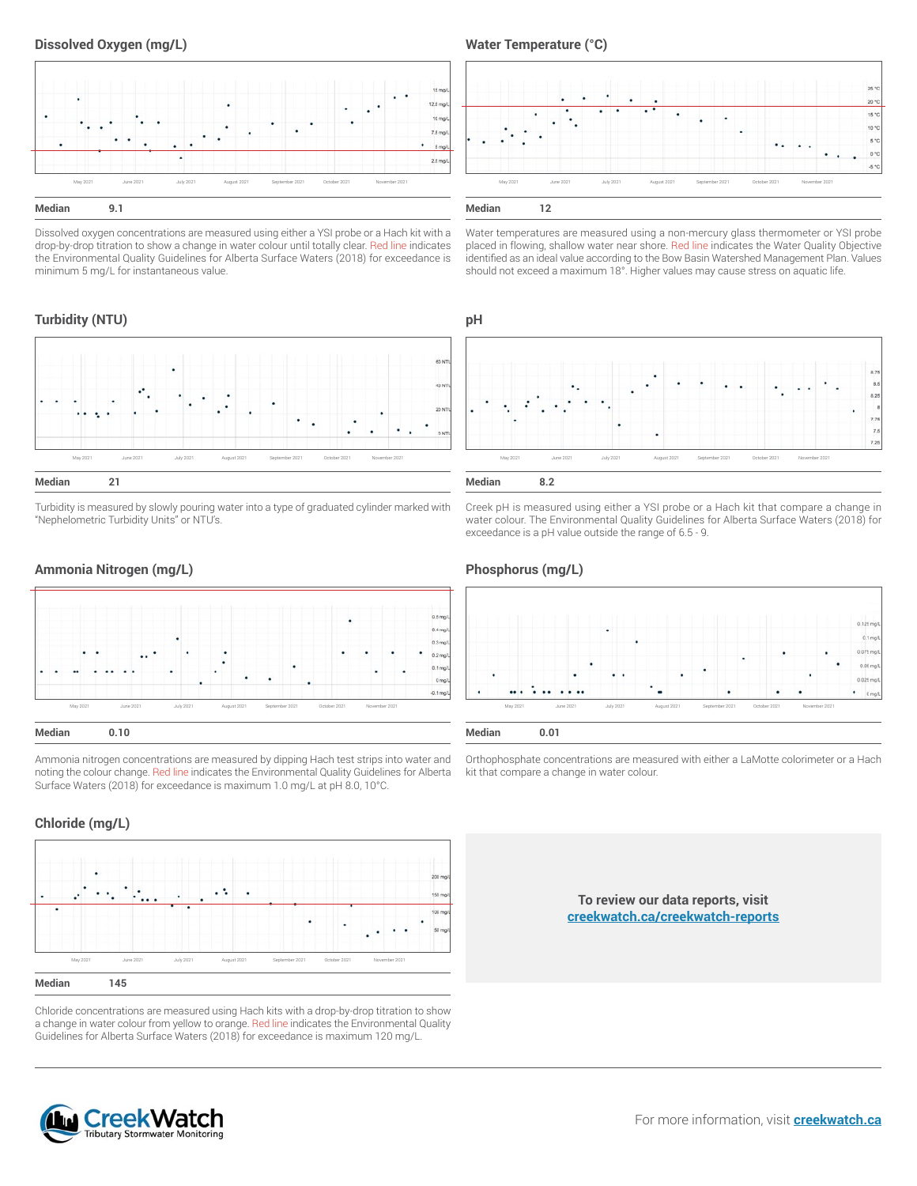## Dissolved Oxygen (mg/L)

15 mg/L
12.5 mg/L
10 mg/L
7.5 mg/L
5 mg/L
2.5 mg/L

May 2021
June 2021
July 2021
August 2021
September 2021
October 2021
November 2021

**Median** 9.1

Dissolved oxygen concentrations are measured using either a YSI probe or a Hach kit with a drop-by-drop titration to show a change in water colour until totally clear. Red line indicates the Environmental Quality Guidelines for Alberta Surface Waters (2018) for exceedance is minimum 5 mg/L for instantaneous value.

## Water Temperature (°C)

25 °C
20 °C
15 °C
10 °C
5 °C
0 °C
-5 °C

May 2021
June 2021
July 2021
August 2021
September 2021
October 2021
November 2021

**Median** 12

Water temperatures are measured using a non-mercury glass thermometer or YSI probe placed in flowing, shallow water near shore. Red line indicates the Water Quality Objective identified as an ideal value according to the Bow Basin Watershed Management Plan. Values should not exceed a maximum 18°. Higher values may cause stress on aquatic life.

## Turbidity (NTU)

60 NTU
40 NTU
20 NTU
0 NTU

May 2021
June 2021
July 2021
August 2021
September 2021
October 2021
November 2021

**Median** 21

Turbidity is measured by slowly pouring water into a type of graduated cylinder marked with "Nephelometric Turbidity Units" or NTU's.

## pH

8.75
8.5
8.25
8
7.75
7.5
7.25

May 2021
June 2021
July 2021
August 2021
September 2021
October 2021
November 2021

**Median** 8.2

Creek pH is measured using either a YSI probe or a Hach kit that compare a change in water colour. The Environmental Quality Guidelines for Alberta Surface Waters (2018) for exceedance is a pH value outside the range of 6.5 - 9.

## Ammonia Nitrogen (mg/L)

0.5 mg/L
0.4 mg/L
0.3 mg/L
0.2 mg/L
0.1 mg/L
0 mg/L
-0.1 mg/L

May 2021
June 2021
July 2021
August 2021
September 2021
October 2021
November 2021

**Median** 0.10

Ammonia nitrogen concentrations are measured by dipping Hach test strips into water and noting the colour change. Red line indicates the Environmental Quality Guidelines for Alberta Surface Waters (2018) for exceedance is maximum 1.0 mg/L at pH 8.0, 10°C.

## Phosphorus (mg/L)

0.125 mg/L
0.1 mg/L
0.075 mg/L
0.05 mg/L
0.025 mg/L
0 mg/L

May 2021
June 2021
July 2021
August 2021
September 2021
October 2021
November 2021

**Median** 0.01

Orthophosphate concentrations are measured with either a LaMotte colorimeter or a Hach kit that compare a change in water colour.

## Chloride (mg/L)

200 mg/L
150 mg/L
100 mg/L
50 mg/L

May 2021
June 2021
July 2021
August 2021
September 2021
October 2021
November 2021

**Median** 145

Chloride concentrations are measured using Hach kits with a drop-by-drop titration to show a change in water colour from yellow to orange. Red line indicates the Environmental Quality Guidelines for Alberta Surface Waters (2018) for exceedance is maximum 120 mg/L.

**To review our data reports, visit [creekwatch.ca/creekwatch-reports](creekwatch.ca/creekwatch-reports)**

CreekWatch
Tributary Stormwater Monitoring

For more information, visit **creekwatch.ca**